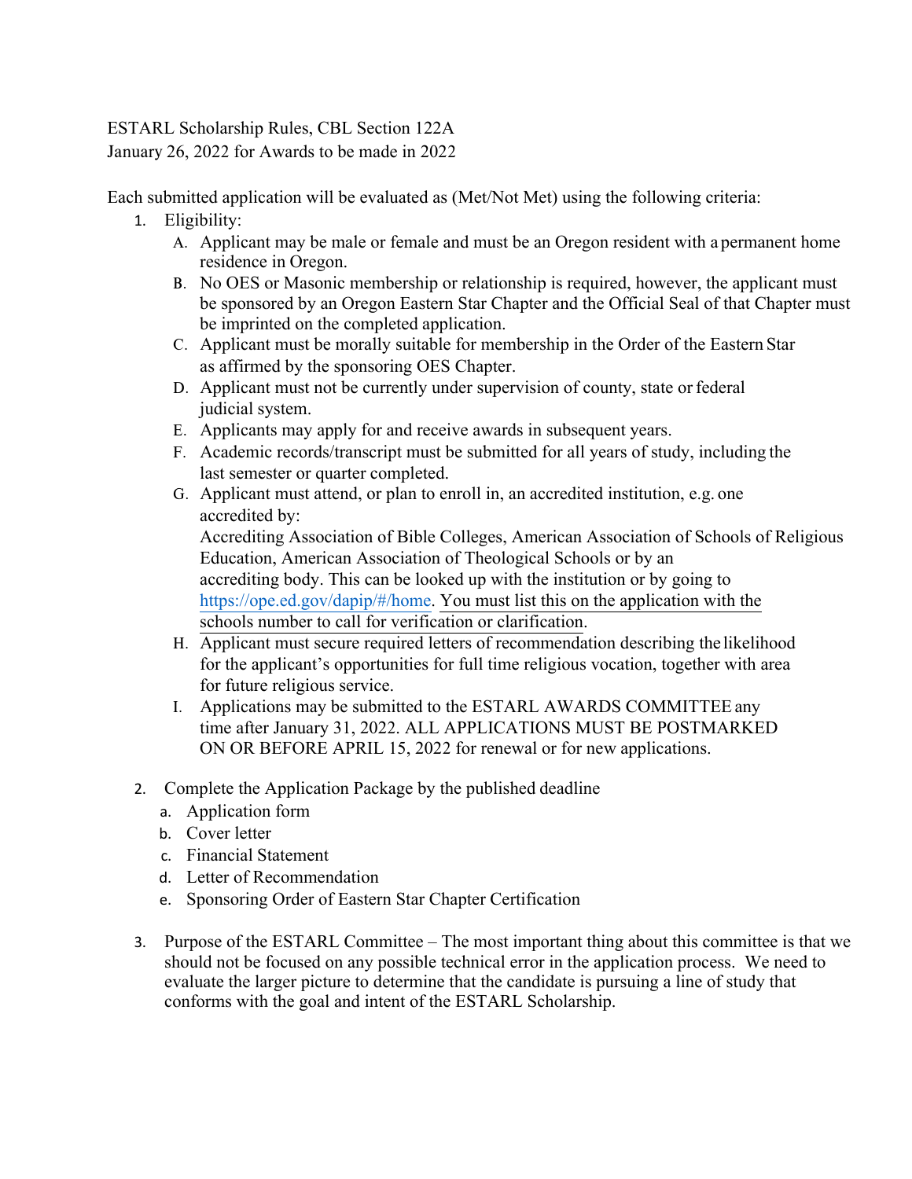ESTARL Scholarship Rules, CBL Section 122A
January 26, 2022 for Awards to be made in 2022

Each submitted application will be evaluated as (Met/Not Met) using the following criteria:

1. Eligibility:
   A. Applicant may be male or female and must be an Oregon resident with a permanent home residence in Oregon.
   B. No OES or Masonic membership or relationship is required, however, the applicant must be sponsored by an Oregon Eastern Star Chapter and the Official Seal of that Chapter must be imprinted on the completed application.
   C. Applicant must be morally suitable for membership in the Order of the Eastern Star as affirmed by the sponsoring OES Chapter.
   D. Applicant must not be currently under supervision of county, state or federal judicial system.
   E. Applicants may apply for and receive awards in subsequent years.
   F. Academic records/transcript must be submitted for all years of study, including the last semester or quarter completed.
   G. Applicant must attend, or plan to enroll in, an accredited institution, e.g. one accredited by:
      Accrediting Association of Bible Colleges, American Association of Schools of Religious Education, American Association of Theological Schools or by an accrediting body. This can be looked up with the institution or by going to https://ope.ed.gov/dapip/#/home. <u>You must list this on the application with the schools number to call for verification or clarification</u>.
   H. Applicant must secure required letters of recommendation describing the likelihood for the applicant's opportunities for full time religious vocation, together with area for future religious service.
   I. Applications may be submitted to the ESTARL AWARDS COMMITTEE any time after January 31, 2022. ALL APPLICATIONS MUST BE POSTMARKED ON OR BEFORE APRIL 15, 2022 for renewal or for new applications.

2. Complete the Application Package by the published deadline
   a. Application form
   b. Cover letter
   c. Financial Statement
   d. Letter of Recommendation
   e. Sponsoring Order of Eastern Star Chapter Certification

3. Purpose of the ESTARL Committee – The most important thing about this committee is that we should not be focused on any possible technical error in the application process. We need to evaluate the larger picture to determine that the candidate is pursuing a line of study that conforms with the goal and intent of the ESTARL Scholarship.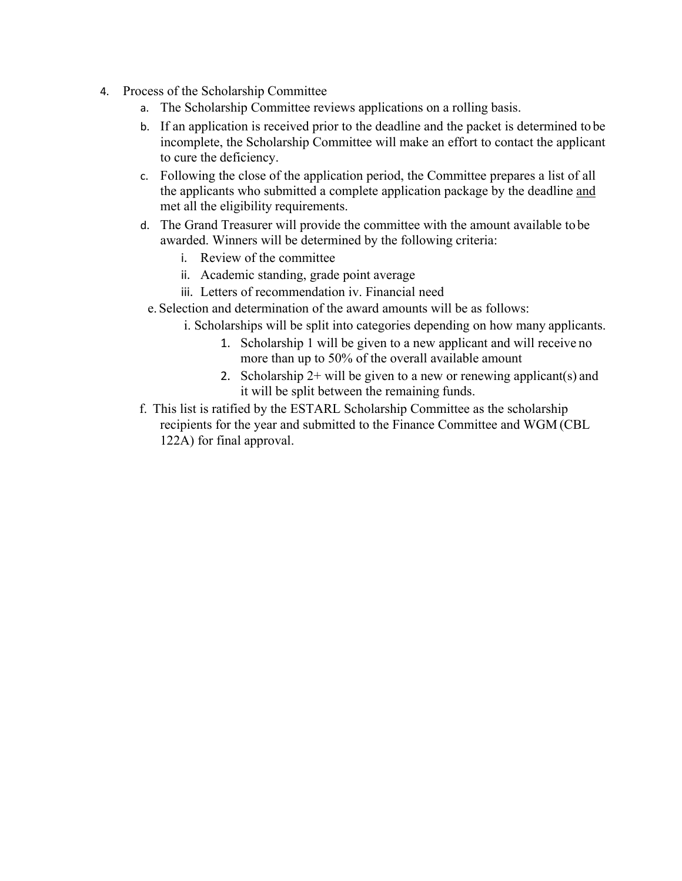4. Process of the Scholarship Committee
    a. The Scholarship Committee reviews applications on a rolling basis.
    b. If an application is received prior to the deadline and the packet is determined to be incomplete, the Scholarship Committee will make an effort to contact the applicant to cure the deficiency.
    c. Following the close of the application period, the Committee prepares a list of all the applicants who submitted a complete application package by the deadline <u>and</u> met all the eligibility requirements.
    d. The Grand Treasurer will provide the committee with the amount available to be awarded. Winners will be determined by the following criteria:
        i. Review of the committee
        ii. Academic standing, grade point average
        iii. Letters of recommendation iv. Financial need
    e. Selection and determination of the award amounts will be as follows:
        i. Scholarships will be split into categories depending on how many applicants.
            1. Scholarship 1 will be given to a new applicant and will receive no more than up to 50% of the overall available amount
            2. Scholarship 2+ will be given to a new or renewing applicant(s) and it will be split between the remaining funds.
    f. This list is ratified by the ESTARL Scholarship Committee as the scholarship recipients for the year and submitted to the Finance Committee and WGM (CBL 122A) for final approval.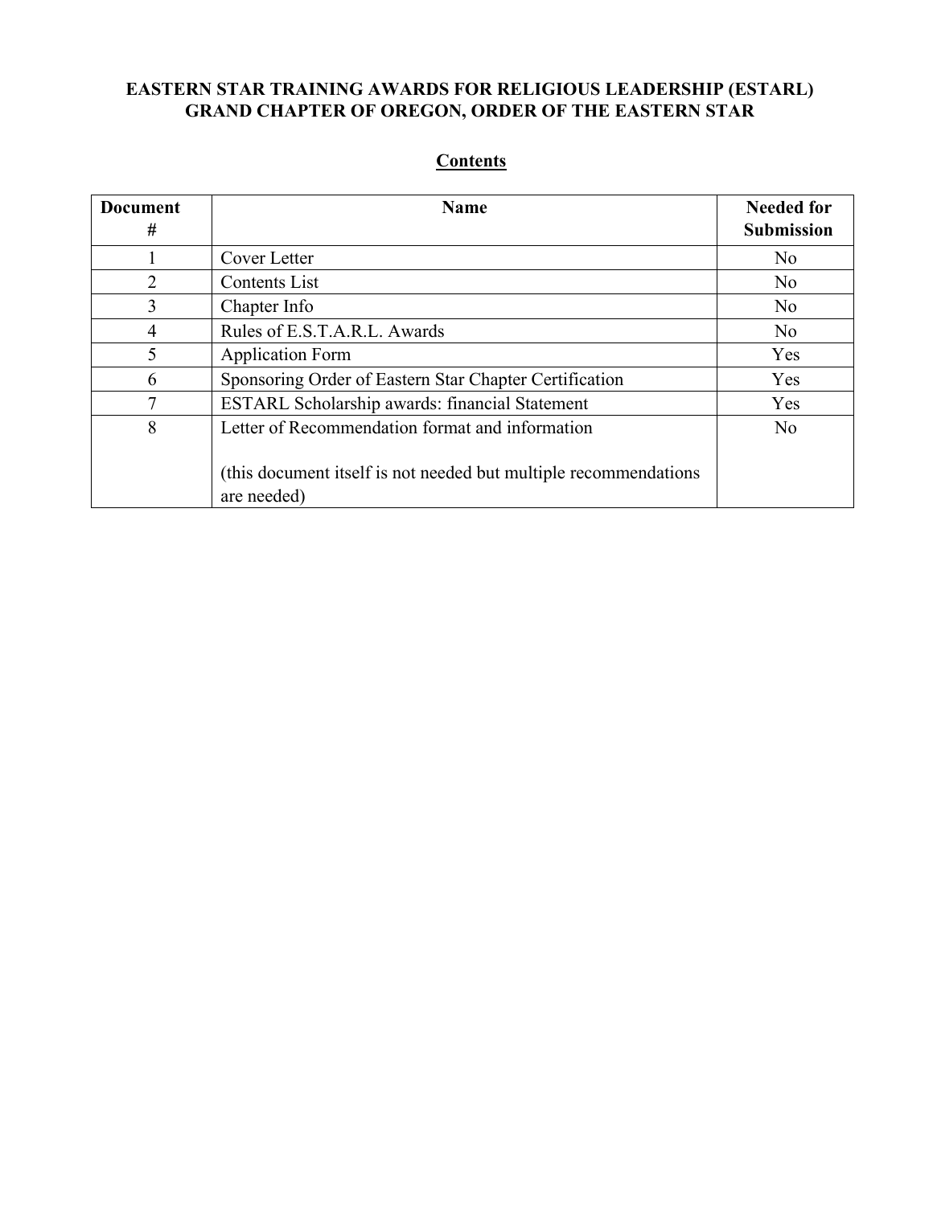**EASTERN STAR TRAINING AWARDS FOR RELIGIOUS LEADERSHIP (ESTARL)**
**GRAND CHAPTER OF OREGON, ORDER OF THE EASTERN STAR**

## Contents

| Document # | Name | Needed for Submission |
|---|---|---|
| 1 | Cover Letter | No |
| 2 | Contents List | No |
| 3 | Chapter Info | No |
| 4 | Rules of E.S.T.A.R.L. Awards | No |
| 5 | Application Form | Yes |
| 6 | Sponsoring Order of Eastern Star Chapter Certification | Yes |
| 7 | ESTARL Scholarship awards: financial Statement | Yes |
| 8 | Letter of Recommendation format and information<br><br>(this document itself is not needed but multiple recommendations are needed) | No |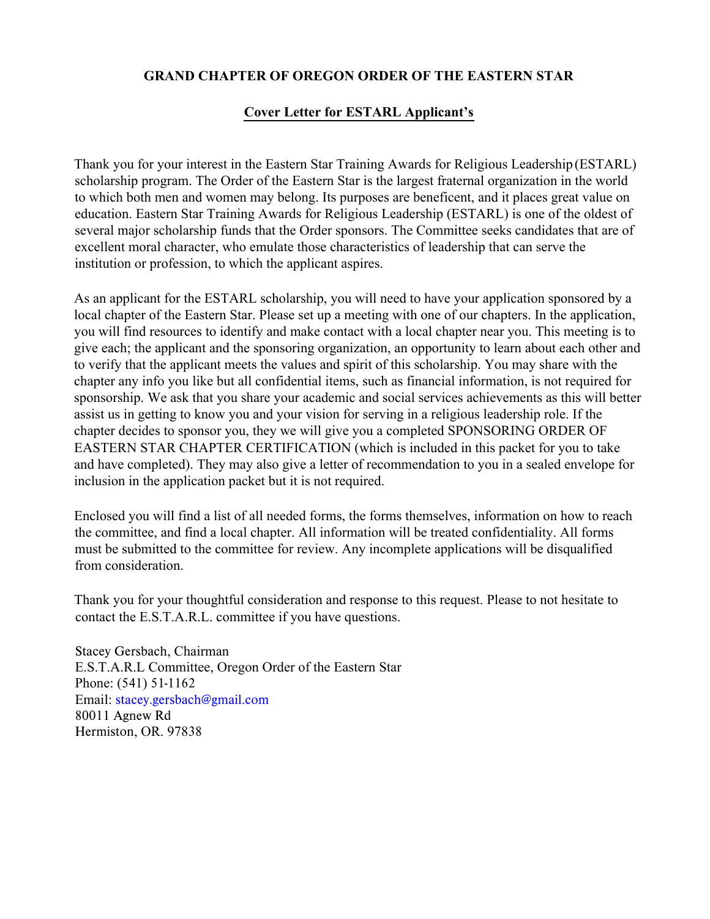**GRAND CHAPTER OF OREGON ORDER OF THE EASTERN STAR**

**Cover Letter for ESTARL Applicant's**

Thank you for your interest in the Eastern Star Training Awards for Religious Leadership (ESTARL) scholarship program. The Order of the Eastern Star is the largest fraternal organization in the world to which both men and women may belong. Its purposes are beneficent, and it places great value on education. Eastern Star Training Awards for Religious Leadership (ESTARL) is one of the oldest of several major scholarship funds that the Order sponsors. The Committee seeks candidates that are of excellent moral character, who emulate those characteristics of leadership that can serve the institution or profession, to which the applicant aspires.

As an applicant for the ESTARL scholarship, you will need to have your application sponsored by a local chapter of the Eastern Star. Please set up a meeting with one of our chapters. In the application, you will find resources to identify and make contact with a local chapter near you. This meeting is to give each; the applicant and the sponsoring organization, an opportunity to learn about each other and to verify that the applicant meets the values and spirit of this scholarship. You may share with the chapter any info you like but all confidential items, such as financial information, is not required for sponsorship. We ask that you share your academic and social services achievements as this will better assist us in getting to know you and your vision for serving in a religious leadership role. If the chapter decides to sponsor you, they we will give you a completed SPONSORING ORDER OF EASTERN STAR CHAPTER CERTIFICATION (which is included in this packet for you to take and have completed). They may also give a letter of recommendation to you in a sealed envelope for inclusion in the application packet but it is not required.

Enclosed you will find a list of all needed forms, the forms themselves, information on how to reach the committee, and find a local chapter. All information will be treated confidentiality. All forms must be submitted to the committee for review. Any incomplete applications will be disqualified from consideration.

Thank you for your thoughtful consideration and response to this request. Please to not hesitate to contact the E.S.T.A.R.L. committee if you have questions.

Stacey Gersbach, Chairman
E.S.T.A.R.L Committee, Oregon Order of the Eastern Star
Phone: (541) 51-1162
Email: stacey.gersbach@gmail.com
80011 Agnew Rd
Hermiston, OR. 97838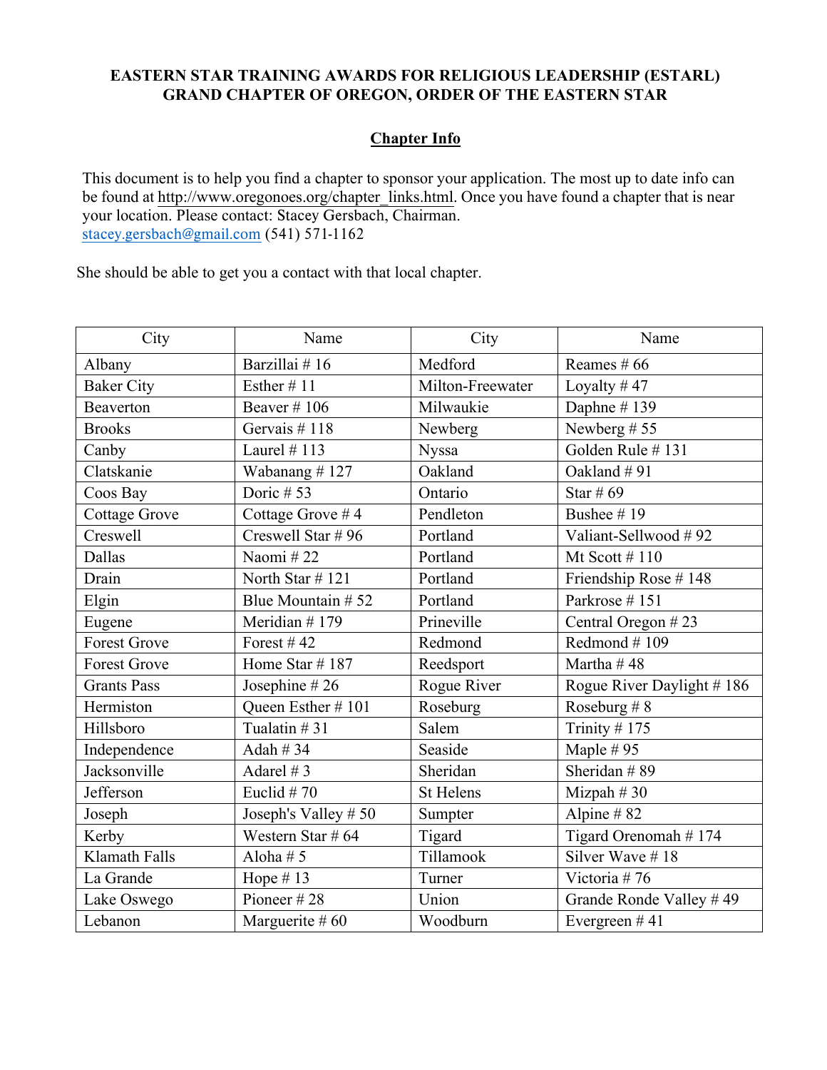**EASTERN STAR TRAINING AWARDS FOR RELIGIOUS LEADERSHIP (ESTARL)**
**GRAND CHAPTER OF OREGON, ORDER OF THE EASTERN STAR**

## Chapter Info

This document is to help you find a chapter to sponsor your application. The most up to date info can be found at http://www.oregonoes.org/chapter_links.html. Once you have found a chapter that is near your location. Please contact: Stacey Gersbach, Chairman. stacey.gersbach@gmail.com (541) 571-1162

She should be able to get you a contact with that local chapter.

| City | Name | City | Name |
|---|---|---|---|
| Albany | Barzillai # 16 | Medford | Reames # 66 |
| Baker City | Esther # 11 | Milton-Freewater | Loyalty # 47 |
| Beaverton | Beaver # 106 | Milwaukie | Daphne # 139 |
| Brooks | Gervais # 118 | Newberg | Newberg # 55 |
| Canby | Laurel # 113 | Nyssa | Golden Rule # 131 |
| Clatskanie | Wabanang # 127 | Oakland | Oakland # 91 |
| Coos Bay | Doric # 53 | Ontario | Star # 69 |
| Cottage Grove | Cottage Grove # 4 | Pendleton | Bushee # 19 |
| Creswell | Creswell Star # 96 | Portland | Valiant-Sellwood # 92 |
| Dallas | Naomi # 22 | Portland | Mt Scott # 110 |
| Drain | North Star # 121 | Portland | Friendship Rose # 148 |
| Elgin | Blue Mountain # 52 | Portland | Parkrose # 151 |
| Eugene | Meridian # 179 | Prineville | Central Oregon # 23 |
| Forest Grove | Forest # 42 | Redmond | Redmond # 109 |
| Forest Grove | Home Star # 187 | Reedsport | Martha # 48 |
| Grants Pass | Josephine # 26 | Rogue River | Rogue River Daylight # 186 |
| Hermiston | Queen Esther # 101 | Roseburg | Roseburg # 8 |
| Hillsboro | Tualatin # 31 | Salem | Trinity # 175 |
| Independence | Adah # 34 | Seaside | Maple # 95 |
| Jacksonville | Adarel # 3 | Sheridan | Sheridan # 89 |
| Jefferson | Euclid # 70 | St Helens | Mizpah # 30 |
| Joseph | Joseph's Valley # 50 | Sumpter | Alpine # 82 |
| Kerby | Western Star # 64 | Tigard | Tigard Orenomah # 174 |
| Klamath Falls | Aloha # 5 | Tillamook | Silver Wave # 18 |
| La Grande | Hope # 13 | Turner | Victoria # 76 |
| Lake Oswego | Pioneer # 28 | Union | Grande Ronde Valley # 49 |
| Lebanon | Marguerite # 60 | Woodburn | Evergreen # 41 |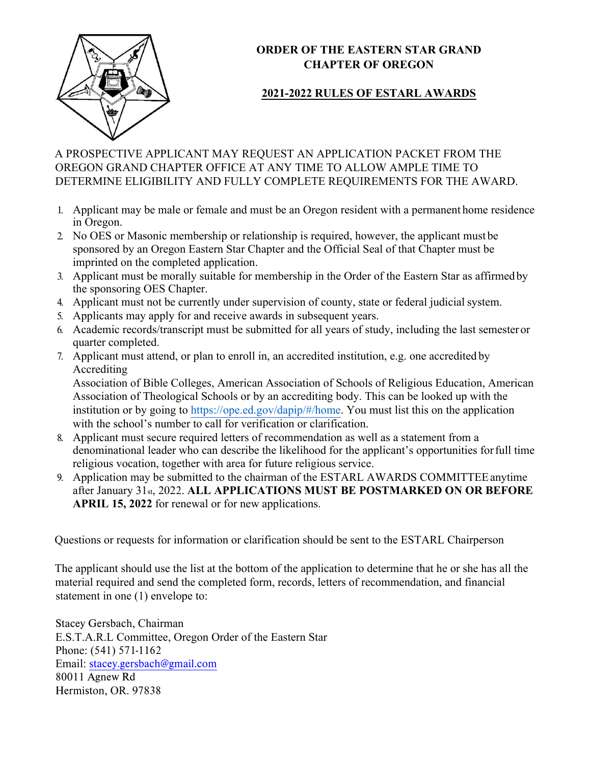# ORDER OF THE EASTERN STAR GRAND CHAPTER OF OREGON

## 2021-2022 RULES OF ESTARL AWARDS

A PROSPECTIVE APPLICANT MAY REQUEST AN APPLICATION PACKET FROM THE OREGON GRAND CHAPTER OFFICE AT ANY TIME TO ALLOW AMPLE TIME TO DETERMINE ELIGIBILITY AND FULLY COMPLETE REQUIREMENTS FOR THE AWARD.

1. Applicant may be male or female and must be an Oregon resident with a permanent home residence in Oregon.
2. No OES or Masonic membership or relationship is required, however, the applicant must be sponsored by an Oregon Eastern Star Chapter and the Official Seal of that Chapter must be imprinted on the completed application.
3. Applicant must be morally suitable for membership in the Order of the Eastern Star as affirmed by the sponsoring OES Chapter.
4. Applicant must not be currently under supervision of county, state or federal judicial system.
5. Applicants may apply for and receive awards in subsequent years.
6. Academic records/transcript must be submitted for all years of study, including the last semester or quarter completed.
7. Applicant must attend, or plan to enroll in, an accredited institution, e.g. one accredited by Accrediting
   Association of Bible Colleges, American Association of Schools of Religious Education, American Association of Theological Schools or by an accrediting body. This can be looked up with the institution or by going to https://ope.ed.gov/dapip/#/home. You must list this on the application with the school's number to call for verification or clarification.
8. Applicant must secure required letters of recommendation as well as a statement from a denominational leader who can describe the likelihood for the applicant's opportunities for full time religious vocation, together with area for future religious service.
9. Application may be submitted to the chairman of the ESTARL AWARDS COMMITTEE anytime after January 31st, 2022. **ALL APPLICATIONS MUST BE POSTMARKED ON OR BEFORE APRIL 15, 2022** for renewal or for new applications.

Questions or requests for information or clarification should be sent to the ESTARL Chairperson

The applicant should use the list at the bottom of the application to determine that he or she has all the material required and send the completed form, records, letters of recommendation, and financial statement in one (1) envelope to:

Stacey Gersbach, Chairman
E.S.T.A.R.L Committee, Oregon Order of the Eastern Star
Phone: (541) 571-1162
Email: stacey.gersbach@gmail.com
80011 Agnew Rd
Hermiston, OR. 97838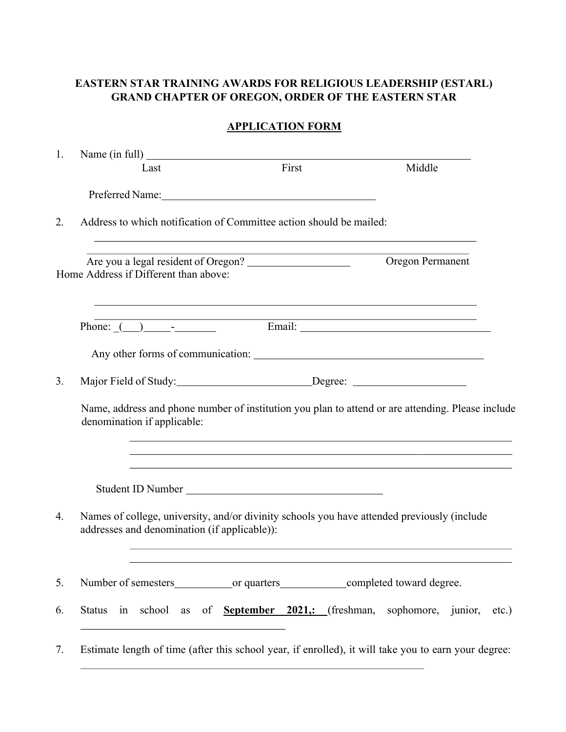**EASTERN STAR TRAINING AWARDS FOR RELIGIOUS LEADERSHIP (ESTARL)**
**GRAND CHAPTER OF OREGON, ORDER OF THE EASTERN STAR**

## APPLICATION FORM

1. Name (in full) ________________________________________________
   Last First Middle

   Preferred Name: ______________________________

2. Address to which notification of Committee action should be mailed:

   ________________________________________________________

   ________________________________________________________

   Are you a legal resident of Oregon? _______________ Oregon Permanent Home Address if Different than above:

   ________________________________________________________

   ________________________________________________________

   Phone: _(___)_____-_______ Email: ____________________________

   Any other forms of communication: ________________________________

3. Major Field of Study: ____________________ Degree: ________________

   Name, address and phone number of institution you plan to attend or are attending. Please include denomination if applicable:

   ________________________________________________________

   ________________________________________________________

   ________________________________________________________

   Student ID Number ______________________________

4. Names of college, university, and/or divinity schools you have attended previously (include addresses and denomination (if applicable)):

   ________________________________________________________

   ________________________________________________________

5. Number of semesters_________or quarters__________completed toward degree.

6. Status in school as of **September 2021,:** (freshman, sophomore, junior, etc.) ______________________________

7. Estimate length of time (after this school year, if enrolled), it will take you to earn your degree:

   ________________________________________________________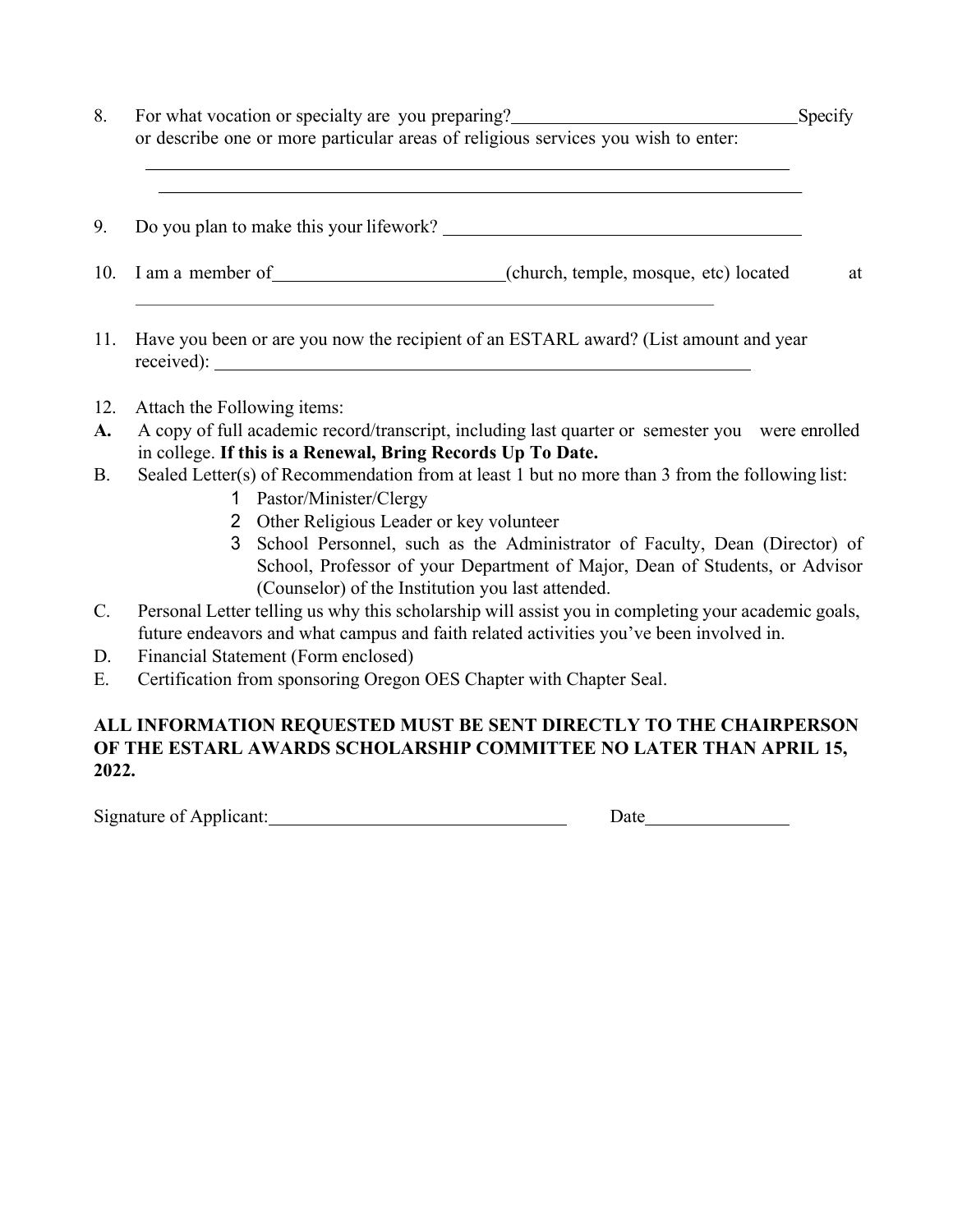8. For what vocation or specialty are you preparing?________________________________ Specify or describe one or more particular areas of religious services you wish to enter:

   ______________________________________________________________________________

   ______________________________________________________________________________

9. Do you plan to make this your lifework? __________________________________________

10. I am a member of__________________________(church, temple, mosque, etc) located at ______________________________________________________________________

11. Have you been or are you now the recipient of an ESTARL award? (List amount and year received): ________________________________________________________________

12. Attach the Following items:

**A.** A copy of full academic record/transcript, including last quarter or semester you were enrolled in college. **If this is a Renewal, Bring Records Up To Date.**

B. Sealed Letter(s) of Recommendation from at least 1 but no more than 3 from the following list:
   1. Pastor/Minister/Clergy
   2. Other Religious Leader or key volunteer
   3. School Personnel, such as the Administrator of Faculty, Dean (Director) of School, Professor of your Department of Major, Dean of Students, or Advisor (Counselor) of the Institution you last attended.

C. Personal Letter telling us why this scholarship will assist you in completing your academic goals, future endeavors and what campus and faith related activities you've been involved in.

D. Financial Statement (Form enclosed)

E. Certification from sponsoring Oregon OES Chapter with Chapter Seal.

**ALL INFORMATION REQUESTED MUST BE SENT DIRECTLY TO THE CHAIRPERSON OF THE ESTARL AWARDS SCHOLARSHIP COMMITTEE NO LATER THAN APRIL 15, 2022.**

Signature of Applicant:__________________________________ Date________________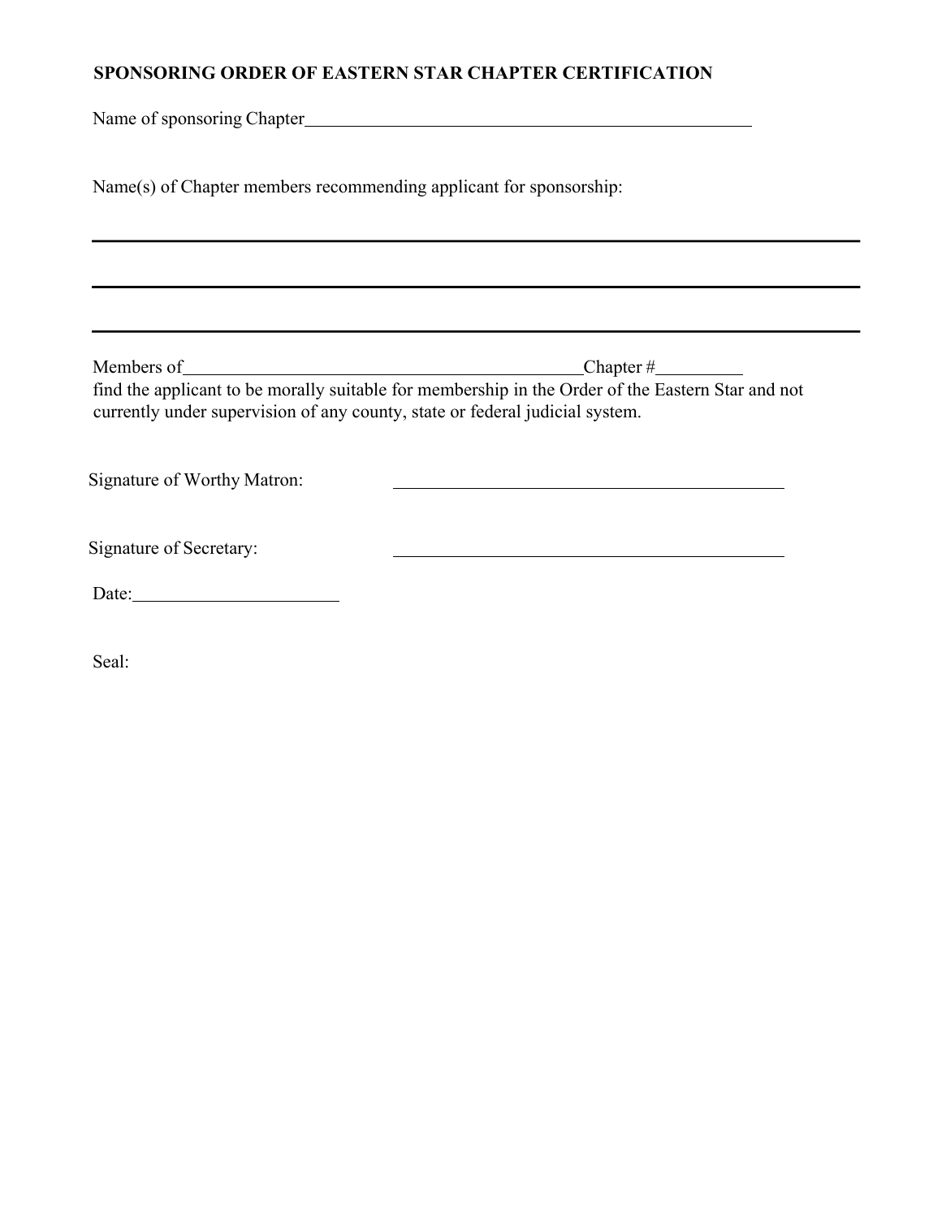## SPONSORING ORDER OF EASTERN STAR CHAPTER CERTIFICATION

Name of sponsoring Chapter\_\_\_\_\_\_\_\_\_\_\_\_\_\_\_\_\_\_\_\_\_\_\_\_\_\_\_\_\_\_\_\_\_\_\_\_\_\_\_\_\_\_\_\_\_\_\_\_

Name(s) of Chapter members recommending applicant for sponsorship:

\_\_\_\_\_\_\_\_\_\_\_\_\_\_\_\_\_\_\_\_\_\_\_\_\_\_\_\_\_\_\_\_\_\_\_\_\_\_\_\_\_\_\_\_\_\_\_\_\_\_\_\_\_\_\_\_\_\_\_\_\_\_\_\_\_\_\_\_\_\_\_\_

\_\_\_\_\_\_\_\_\_\_\_\_\_\_\_\_\_\_\_\_\_\_\_\_\_\_\_\_\_\_\_\_\_\_\_\_\_\_\_\_\_\_\_\_\_\_\_\_\_\_\_\_\_\_\_\_\_\_\_\_\_\_\_\_\_\_\_\_\_\_\_\_

\_\_\_\_\_\_\_\_\_\_\_\_\_\_\_\_\_\_\_\_\_\_\_\_\_\_\_\_\_\_\_\_\_\_\_\_\_\_\_\_\_\_\_\_\_\_\_\_\_\_\_\_\_\_\_\_\_\_\_\_\_\_\_\_\_\_\_\_\_\_\_\_

Members of\_\_\_\_\_\_\_\_\_\_\_\_\_\_\_\_\_\_\_\_\_\_\_\_\_\_\_\_\_\_\_\_\_\_\_\_\_\_\_\_\_\_\_\_Chapter #\_\_\_\_\_\_\_\_\_
find the applicant to be morally suitable for membership in the Order of the Eastern Star and not currently under supervision of any county, state or federal judicial system.

Signature of Worthy Matron: \_\_\_\_\_\_\_\_\_\_\_\_\_\_\_\_\_\_\_\_\_\_\_\_\_\_\_\_\_\_\_\_\_\_\_\_\_\_\_\_\_\_

Signature of Secretary: \_\_\_\_\_\_\_\_\_\_\_\_\_\_\_\_\_\_\_\_\_\_\_\_\_\_\_\_\_\_\_\_\_\_\_\_\_\_\_\_\_\_

Date:\_\_\_\_\_\_\_\_\_\_\_\_\_\_\_\_\_\_\_\_\_\_

Seal: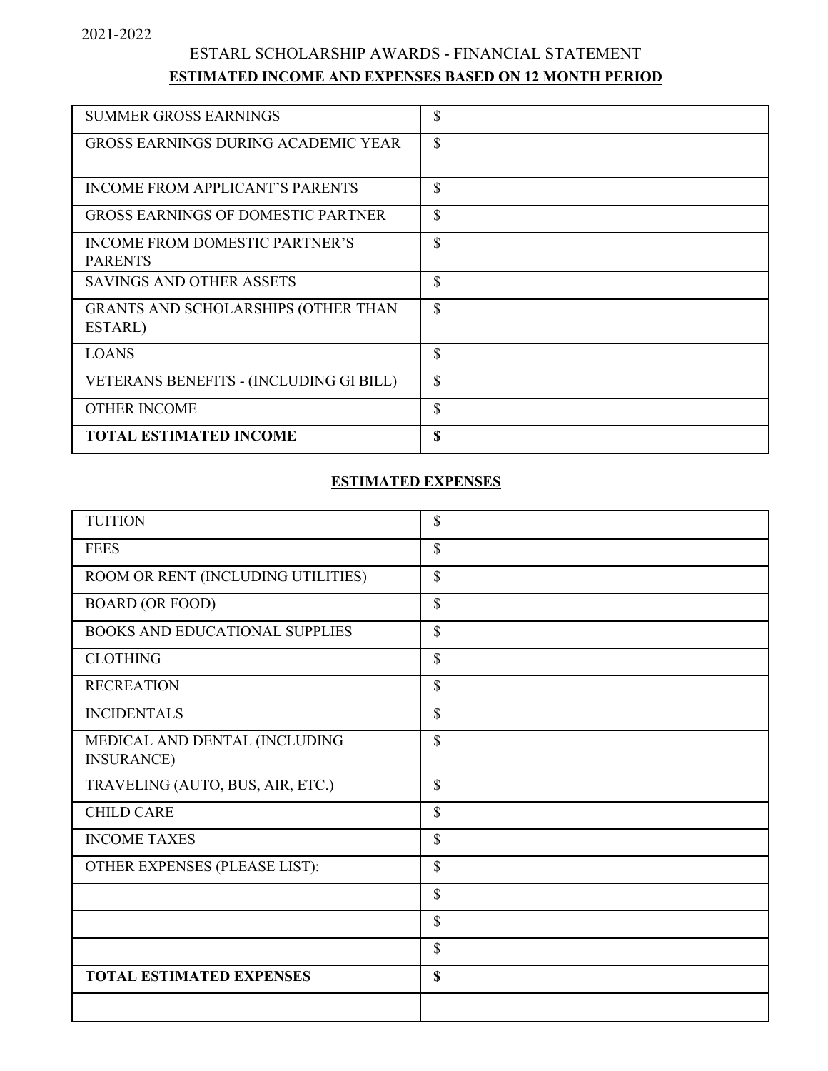2021-2022

ESTARL SCHOLARSHIP AWARDS - FINANCIAL STATEMENT

**ESTIMATED INCOME AND EXPENSES BASED ON 12 MONTH PERIOD**

| | |
|---|---|
| SUMMER GROSS EARNINGS | $ |
| GROSS EARNINGS DURING ACADEMIC YEAR | $ |
| INCOME FROM APPLICANT'S PARENTS | $ |
| GROSS EARNINGS OF DOMESTIC PARTNER | $ |
| INCOME FROM DOMESTIC PARTNER'S PARENTS | $ |
| SAVINGS AND OTHER ASSETS | $ |
| GRANTS AND SCHOLARSHIPS (OTHER THAN ESTARL) | $ |
| LOANS | $ |
| VETERANS BENEFITS - (INCLUDING GI BILL) | $ |
| OTHER INCOME | $ |
| **TOTAL ESTIMATED INCOME** | **$** |

**ESTIMATED EXPENSES**

| | |
|---|---|
| TUITION | $ |
| FEES | $ |
| ROOM OR RENT (INCLUDING UTILITIES) | $ |
| BOARD (OR FOOD) | $ |
| BOOKS AND EDUCATIONAL SUPPLIES | $ |
| CLOTHING | $ |
| RECREATION | $ |
| INCIDENTALS | $ |
| MEDICAL AND DENTAL (INCLUDING INSURANCE) | $ |
| TRAVELING (AUTO, BUS, AIR, ETC.) | $ |
| CHILD CARE | $ |
| INCOME TAXES | $ |
| OTHER EXPENSES (PLEASE LIST): | $ |
| | $ |
| | $ |
| | $ |
| **TOTAL ESTIMATED EXPENSES** | **$** |
| | |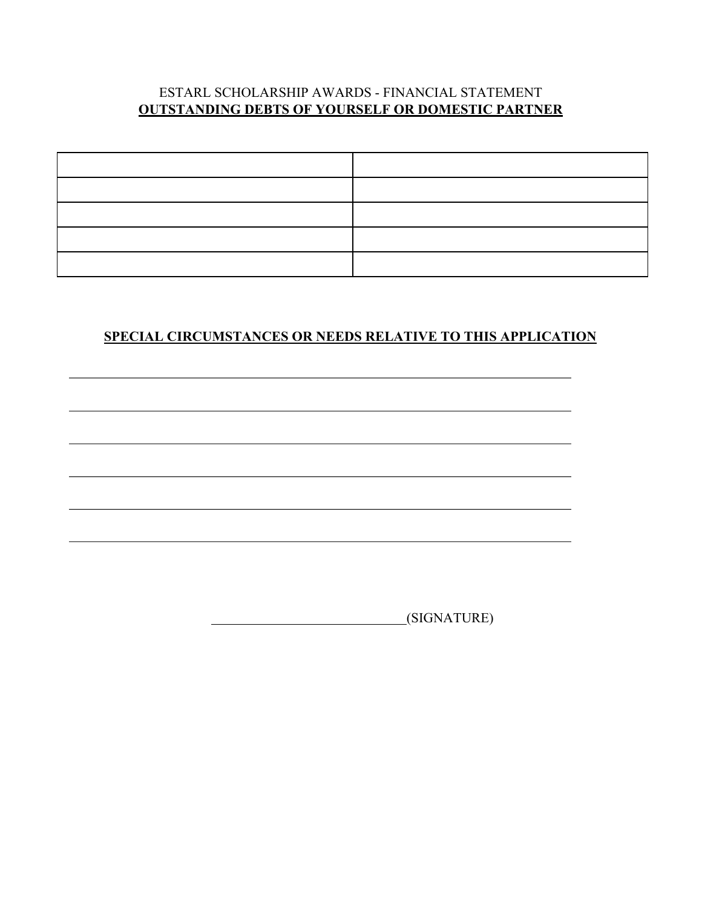ESTARL SCHOLARSHIP AWARDS - FINANCIAL STATEMENT

**<u>OUTSTANDING DEBTS OF YOURSELF OR DOMESTIC PARTNER</u>**

| | |
|---|---|
| | |
| | |
| | |
| | |

**<u>SPECIAL CIRCUMSTANCES OR NEEDS RELATIVE TO THIS APPLICATION</u>**

\_\_\_\_\_\_\_\_\_\_\_\_\_\_\_\_\_\_\_\_\_\_\_\_\_\_\_\_\_\_\_\_\_\_\_\_\_\_\_\_\_\_\_\_\_\_\_\_\_\_\_\_\_\_\_\_\_\_\_\_

\_\_\_\_\_\_\_\_\_\_\_\_\_\_\_\_\_\_\_\_\_\_\_\_\_\_\_\_\_\_\_\_\_\_\_\_\_\_\_\_\_\_\_\_\_\_\_\_\_\_\_\_\_\_\_\_\_\_\_\_

\_\_\_\_\_\_\_\_\_\_\_\_\_\_\_\_\_\_\_\_\_\_\_\_\_\_\_\_\_\_\_\_\_\_\_\_\_\_\_\_\_\_\_\_\_\_\_\_\_\_\_\_\_\_\_\_\_\_\_\_

\_\_\_\_\_\_\_\_\_\_\_\_\_\_\_\_\_\_\_\_\_\_\_\_\_\_\_\_\_\_\_\_\_\_\_\_\_\_\_\_\_\_\_\_\_\_\_\_\_\_\_\_\_\_\_\_\_\_\_\_

\_\_\_\_\_\_\_\_\_\_\_\_\_\_\_\_\_\_\_\_\_\_\_\_\_\_\_\_\_\_\_\_\_\_\_\_\_\_\_\_\_\_\_\_\_\_\_\_\_\_\_\_\_\_\_\_\_\_\_\_

\_\_\_\_\_\_\_\_\_\_\_\_\_\_\_\_\_\_\_\_\_\_\_\_\_\_\_\_\_\_\_\_\_\_\_\_\_\_\_\_\_\_\_\_\_\_\_\_\_\_\_\_\_\_\_\_\_\_\_\_

\_\_\_\_\_\_\_\_\_\_\_\_\_\_\_\_\_\_\_\_\_\_\_\_\_\_\_\_(SIGNATURE)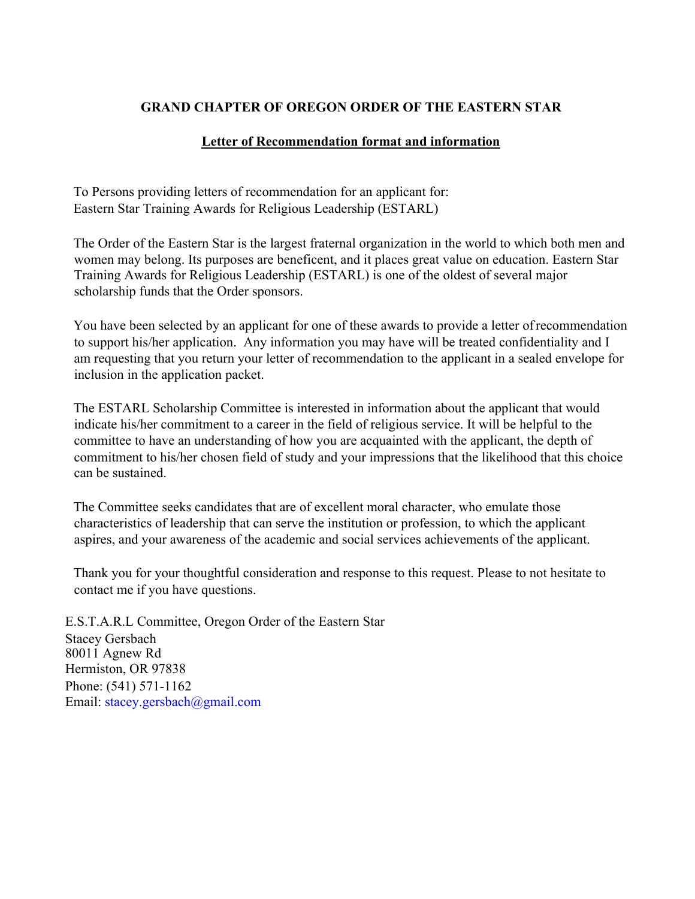**GRAND CHAPTER OF OREGON ORDER OF THE EASTERN STAR**

**Letter of Recommendation format and information**

To Persons providing letters of recommendation for an applicant for:
Eastern Star Training Awards for Religious Leadership (ESTARL)

The Order of the Eastern Star is the largest fraternal organization in the world to which both men and women may belong. Its purposes are beneficent, and it places great value on education. Eastern Star Training Awards for Religious Leadership (ESTARL) is one of the oldest of several major scholarship funds that the Order sponsors.

You have been selected by an applicant for one of these awards to provide a letter of recommendation to support his/her application. Any information you may have will be treated confidentiality and I am requesting that you return your letter of recommendation to the applicant in a sealed envelope for inclusion in the application packet.

The ESTARL Scholarship Committee is interested in information about the applicant that would indicate his/her commitment to a career in the field of religious service. It will be helpful to the committee to have an understanding of how you are acquainted with the applicant, the depth of commitment to his/her chosen field of study and your impressions that the likelihood that this choice can be sustained.

The Committee seeks candidates that are of excellent moral character, who emulate those characteristics of leadership that can serve the institution or profession, to which the applicant aspires, and your awareness of the academic and social services achievements of the applicant.

Thank you for your thoughtful consideration and response to this request. Please to not hesitate to contact me if you have questions.

E.S.T.A.R.L Committee, Oregon Order of the Eastern Star
Stacey Gersbach
80011 Agnew Rd
Hermiston, OR 97838
Phone: (541) 571-1162
Email: stacey.gersbach@gmail.com